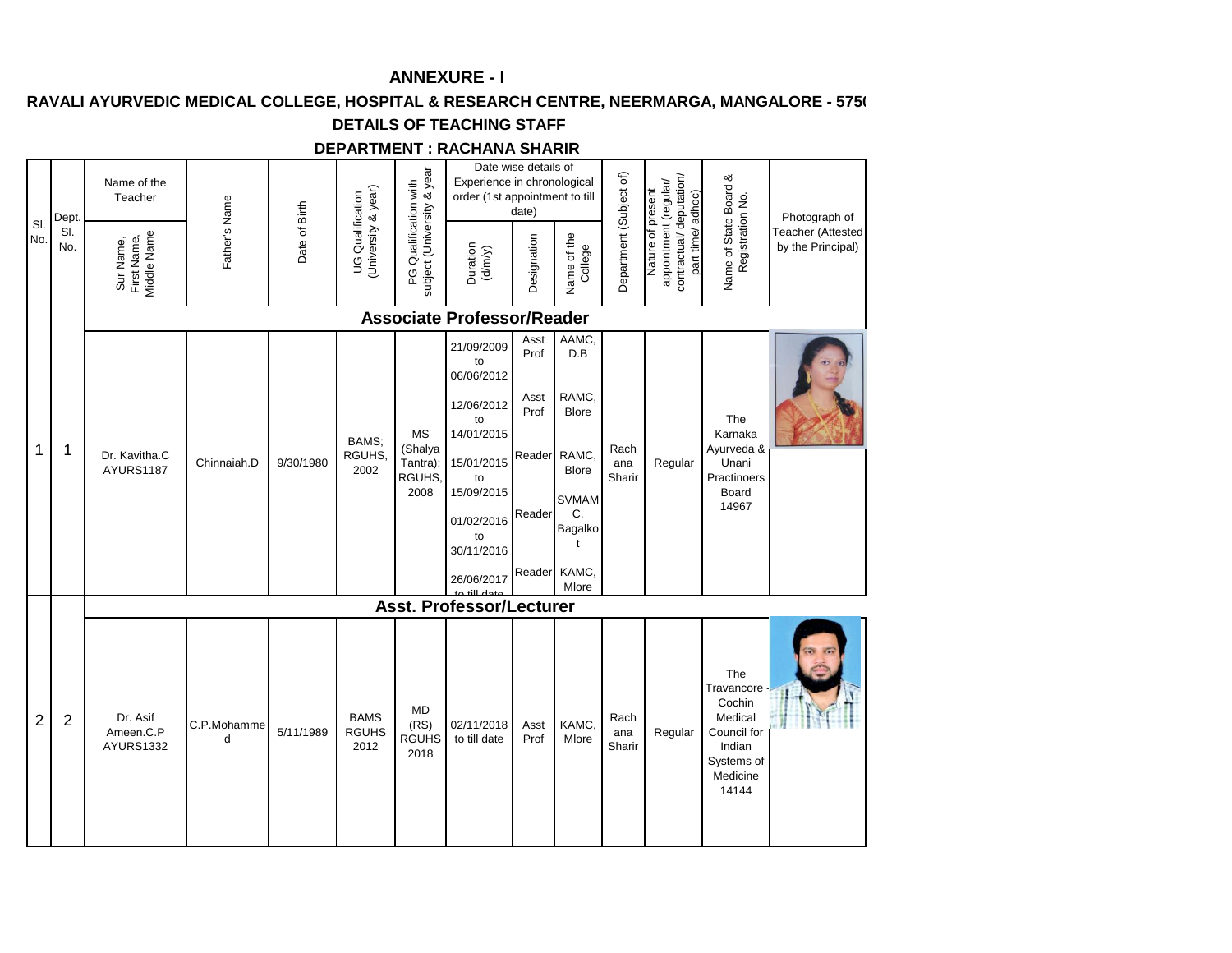**ANNEXURE - I**

**RAVALI AYURVEDIC MEDICAL COLLEGE, HOSPITAL & RESEARCH CENTRE, NEERMARGA, MANGALORE - 575(**

**DETAILS OF TEACHING STAFF**

**DEPARTMENT : RACHANA SHARIR**

| Sl. No. | Dept. Sl. No. | Name of the Teacher (Sur Name, First Name, Middle Name) | Father's Name | Date of Birth | UG Qualification (University & year) | PG Qualification with subject (University & year | Date wise details of Experience in chronological order (1st appointment to till date) Duration (d/m/y) | Designation | Name of the College | Department (Subject of) | Nature of present appointment (regular/ contractual/ deputation/ part time/ adhoc) | Name of State Board & Registration No. | Photograph of Teacher (Attested by the Principal) |
|---|---|---|---|---|---|---|---|---|---|---|---|---|---|
| | | **Associate Professor/Reader** | | | | | | | | | | | |
| 1 | 1 | Dr. Kavitha.C AYURS1187 | Chinnaiah.D | 9/30/1980 | BAMS; RGUHS, 2002 | MS (Shalya Tantra); RGUHS, 2008 | 21/09/2009 to 06/06/2012<br>12/06/2012 to 14/01/2015<br>15/01/2015 to 15/09/2015<br>01/02/2016 to 30/11/2016<br>26/06/2017 to till date | Asst Prof<br>Asst Prof<br>Reader<br>Reader<br>Reader | AAMC, D.B<br>RAMC, Blore<br>RAMC, Blore<br>SVMAMC, Bagalkot<br>KAMC, Mlore | Rachana Sharir | Regular | The Karnaka Ayurveda & Unani Practinoers Board 14967 | |
| | | **Asst. Professor/Lecturer** | | | | | | | | | | | |
| 2 | 2 | Dr. Asif Ameen.C.P AYURS1332 | C.P.Mohammed | 5/11/1989 | BAMS RGUHS 2012 | MD (RS) RGUHS 2018 | 02/11/2018 to till date | Asst Prof | KAMC, Mlore | Rachana Sharir | Regular | The Travancore - Cochin Medical Council for Indian Systems of Medicine 14144 | |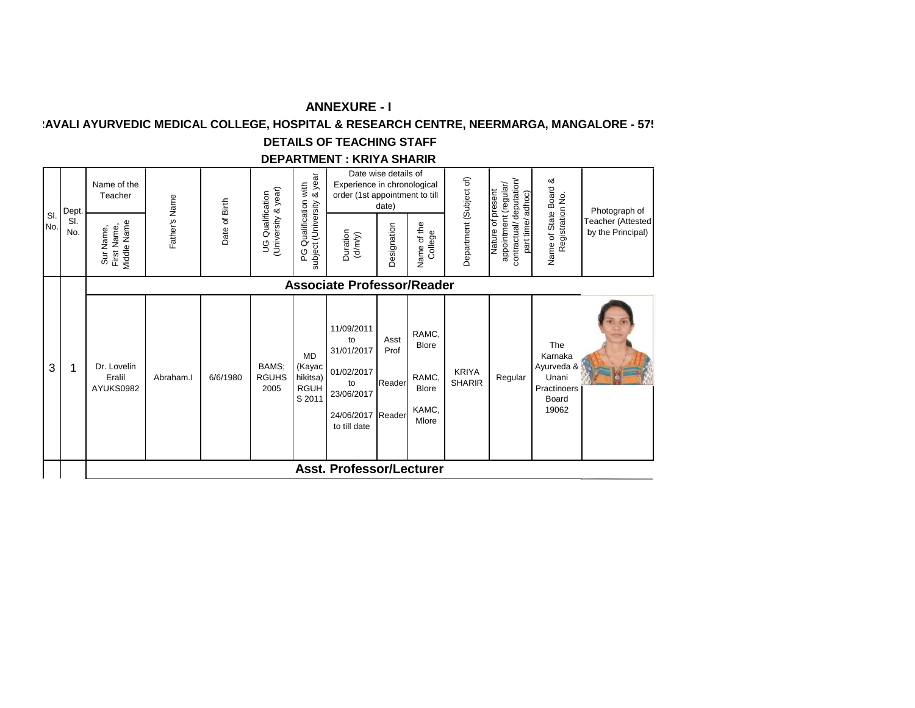# ANNEXURE - I

## :AVALI AYURVEDIC MEDICAL COLLEGE, HOSPITAL & RESEARCH CENTRE, NEERMARGA, MANGALORE - 57!

## DETAILS OF TEACHING STAFF

## DEPARTMENT : KRIYA SHARIR

| Sl. No. | Dept. Sl. No. | Name of the Teacher | Father's Name | Date of Birth | UG Qualification (University & year) | PG Qualification with subject (University & year | Date wise details of Experience in chronological order (1st appointment to till date) | | | Department (Subject of) | Nature of present appointment (regular/ contractual/ deputation/ part time/ adhoc) | Name of State Board & Registration No. | Photograph of Teacher (Attested by the Principal) |
|---|---|---|---|---|---|---|---|---|---|---|---|---|---|
| | | Sur Name, First Name, Middle Name | | | | | Duration (d/m/y) | Designation | Name of the College | | | | |
| | | **Associate Professor/Reader** | | | | | | | | | | | |
| 3 | 1 | Dr. Lovelin Eralil AYUKS0982 | Abraham.I | 6/6/1980 | BAMS; RGUHS 2005 | MD (Kayachikitsa) RGUHS 2011 | 11/09/2011 to 31/01/2017<br>01/02/2017 to 23/06/2017<br>24/06/2017 to till date | Asst Prof<br>Reader<br>Reader | RAMC, Blore<br>RAMC, Blore<br>KAMC, Mlore | KRIYA SHARIR | Regular | The Karnaka Ayurveda & Unani Practinoers Board 19062 | |
| | | **Asst. Professor/Lecturer** | | | | | | | | | | | |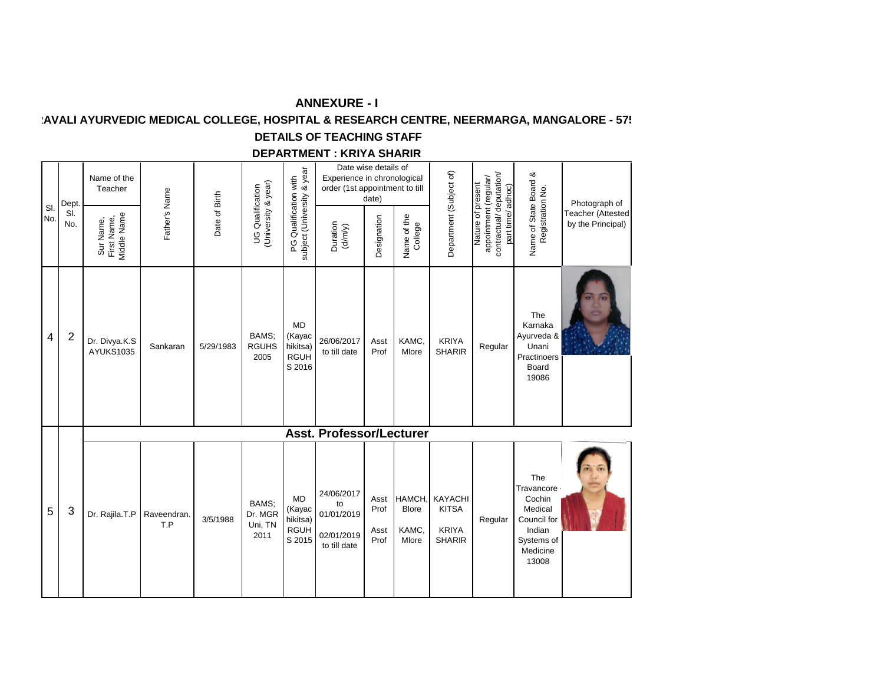# ANNEXURE - I

## :AVALI AYURVEDIC MEDICAL COLLEGE, HOSPITAL & RESEARCH CENTRE, NEERMARGA, MANGALORE - 57!

## DETAILS OF TEACHING STAFF

## DEPARTMENT : KRIYA SHARIR

| Sl. No. | Dept. Sl. No. | Name of the Teacher | Father's Name | Date of Birth | UG Qualification (University & year) | PG Qualification with subject (University & year | Date wise details of Experience in chronological order (1st appointment to till date) | | | Department (Subject of) | Nature of present appointment (regular/ contractual/ deputation/ part time/ adhoc) | Name of State Board & Registration No. | Photograph of Teacher (Attested by the Principal) |
|---|---|---|---|---|---|---|---|---|---|---|---|---|---|
| | | Sur Name, First Name, Middle Name | | | | | Duration (d/m/y) | Designation | Name of the College | | | | |
| 4 | 2 | Dr. Divya.K.S AYUKS1035 | Sankaran | 5/29/1983 | BAMS; RGUHS 2005 | MD (Kayachikitsa) RGUHS 2016 | 26/06/2017 to till date | Asst Prof | KAMC, Mlore | KRIYA SHARIR | Regular | The Karnaka Ayurveda & Unani Practinoers Board 19086 | |
| | | **Asst. Professor/Lecturer** | | | | | | | | | | | |
| 5 | 3 | Dr. Rajila.T.P | Raveendran. T.P | 3/5/1988 | BAMS; Dr. MGR Uni, TN 2011 | MD (Kayachikitsa) RGUHS 2015 | 24/06/2017 to 01/01/2019<br>02/01/2019 to till date | Asst Prof<br>Asst Prof | HAMCH, Blore<br>KAMC, Mlore | KAYACHIKITSA<br>KRIYA SHARIR | Regular | The Travancore - Cochin Medical Council for Indian Systems of Medicine 13008 | |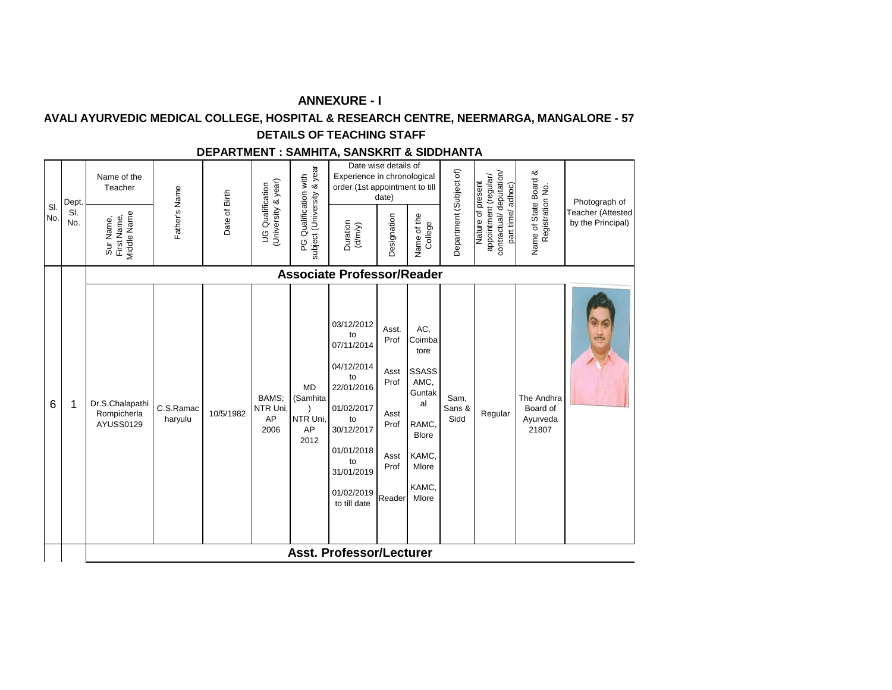# ANNEXURE - I

## AVALI AYURVEDIC MEDICAL COLLEGE, HOSPITAL & RESEARCH CENTRE, NEERMARGA, MANGALORE - 57

### DETAILS OF TEACHING STAFF

### DEPARTMENT : SAMHITA, SANSKRIT & SIDDHANTA

| Sl. No. | Dept. Sl. No. | Name of the Teacher (Sur Name, First Name, Middle Name) | Father's Name | Date of Birth | UG Qualification (University & year) | PG Qualification with subject (University & year | Date wise details of Experience in chronological order (1st appointment to till date) | | | Department (Subject of) | Nature of present appointment (regular/ contractual/ deputation/ part time/ adhoc) | Name of State Board & Registration No. | Photograph of Teacher (Attested by the Principal) |
|---|---|---|---|---|---|---|---|---|---|---|---|---|---|
| | | | | | | | Duration (d/m/y) | Designation | Name of the College | | | | |
| | | **Associate Professor/Reader** | | | | | | | | | | | |
| 6 | 1 | Dr.S.Chalapathi Rompicherla AYUSS0129 | C.S.Ramacharyulu | 10/5/1982 | BAMS; NTR Uni, AP 2006 | MD (Samhita) NTR Uni, AP 2012 | 03/12/2012 to 07/11/2014<br>04/12/2014 to 22/01/2016<br>01/02/2017 to 30/12/2017<br>01/01/2018 to 31/01/2019<br>01/02/2019 to till date | Asst. Prof<br>Asst Prof<br>Asst Prof<br>Asst Prof<br>Reader | AC, Coimbatore<br>SSASS AMC, Guntakal<br>RAMC, Blore<br>KAMC, Mlore<br>KAMC, Mlore | Sam, Sans & Sidd | Regular | The Andhra Board of Ayurveda 21807 | |
| | | **Asst. Professor/Lecturer** | | | | | | | | | | | |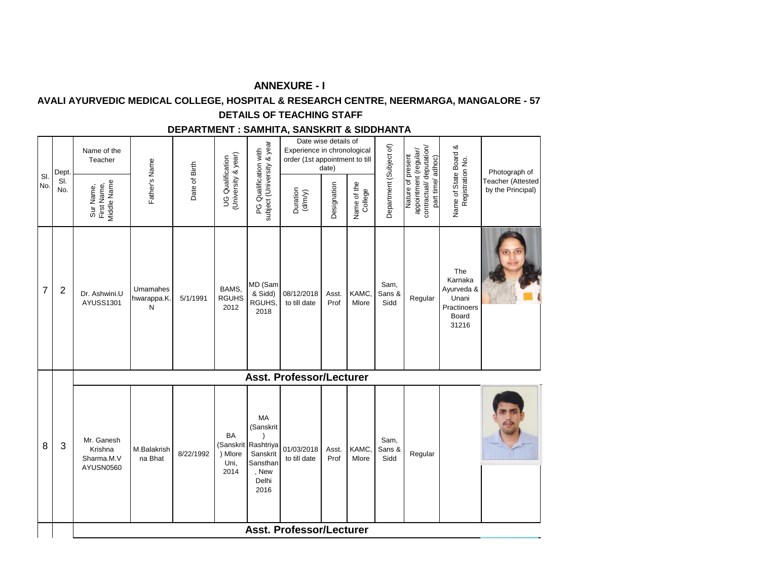# ANNEXURE - I

## AVALI AYURVEDIC MEDICAL COLLEGE, HOSPITAL & RESEARCH CENTRE, NEERMARGA, MANGALORE - 57

### DETAILS OF TEACHING STAFF

### DEPARTMENT : SAMHITA, SANSKRIT & SIDDHANTA

| Sl. No. | Dept. Sl. No. | Name of the Teacher (Sur Name, First Name, Middle Name) | Father's Name | Date of Birth | UG Qualification (University & year) | PG Qualification with subject (University & year | Date wise details of Experience in chronological order (1st appointment to till date) | | | Department (Subject of) | Nature of present appointment (regular/ contractual/ deputation/ part time/ adhoc) | Name of State Board & Registration No. | Photograph of Teacher (Attested by the Principal) |
|---|---|---|---|---|---|---|---|---|---|---|---|---|---|
| | | | | | | | Duration (d/m/y) | Designation | Name of the College | | | | |
| 7 | 2 | Dr. Ashwini.U AYUSS1301 | Umamaheshwarappa.K.N | 5/1/1991 | BAMS, RGUHS 2012 | MD (Sam & Sidd) RGUHS, 2018 | 08/12/2018 to till date | Asst. Prof | KAMC, Mlore | Sam, Sans & Sidd | Regular | The Karnaka Ayurveda & Unani Practinoers Board 31216 | |
| | | **Asst. Professor/Lecturer** | | | | | | | | | | | |
| 8 | 3 | Mr. Ganesh Krishna Sharma.M.V AYUSN0560 | M.Balakrishna Bhat | 8/22/1992 | BA (Sanskrit ) Mlore Uni, 2014 | MA (Sanskrit ) Rashtriya Sanskrit Sansthan, New Delhi 2016 | 01/03/2018 to till date | Asst. Prof | KAMC, Mlore | Sam, Sans & Sidd | Regular | | |
| | | **Asst. Professor/Lecturer** | | | | | | | | | | | |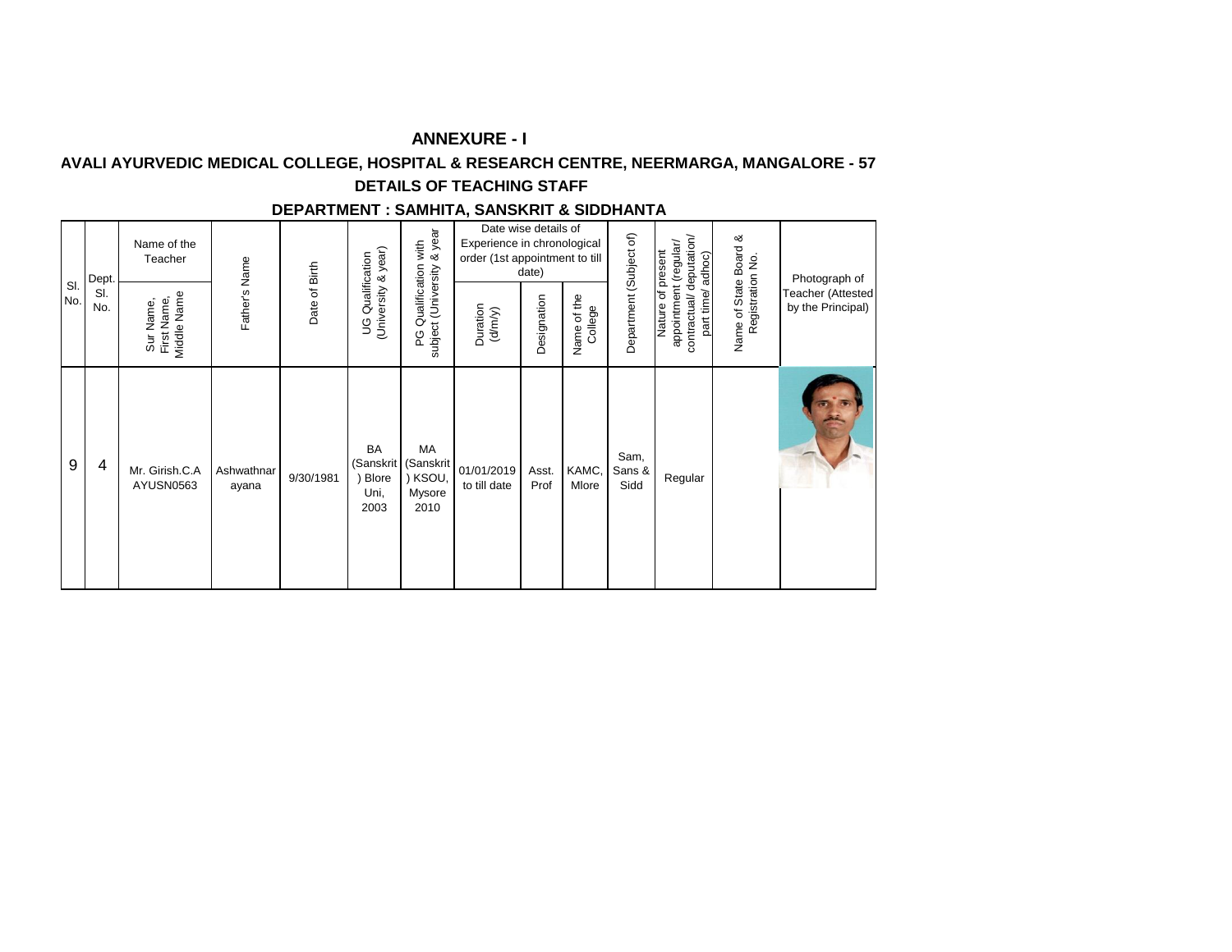# ANNEXURE - I

## AVALI AYURVEDIC MEDICAL COLLEGE, HOSPITAL & RESEARCH CENTRE, NEERMARGA, MANGALORE - 57

### DETAILS OF TEACHING STAFF

### DEPARTMENT : SAMHITA, SANSKRIT & SIDDHANTA

| Sl. No. | Dept. Sl. No. | Name of the Teacher | Father's Name | Date of Birth | UG Qualification (University & year) | PG Qualification with subject (University & year | Date wise details of Experience in chronological order (1st appointment to till date) | | | Department (Subject of) | Nature of present appointment (regular/ contractual/ deputation/ part time/ adhoc) | Name of State Board & Registration No. | Photograph of Teacher (Attested by the Principal) |
|---|---|---|---|---|---|---|---|---|---|---|---|---|---|
| | | Sur Name, First Name, Middle Name | | | | | Duration (d/m/y) | Designation | Name of the College | | | | |
| 9 | 4 | Mr. Girish.C.A AYUSN0563 | Ashwathnarayana | 9/30/1981 | BA (Sanskrit) Blore Uni, 2003 | MA (Sanskrit) KSOU, Mysore 2010 | 01/01/2019 to till date | Asst. Prof | KAMC, Mlore | Sam, Sans & Sidd | Regular | | |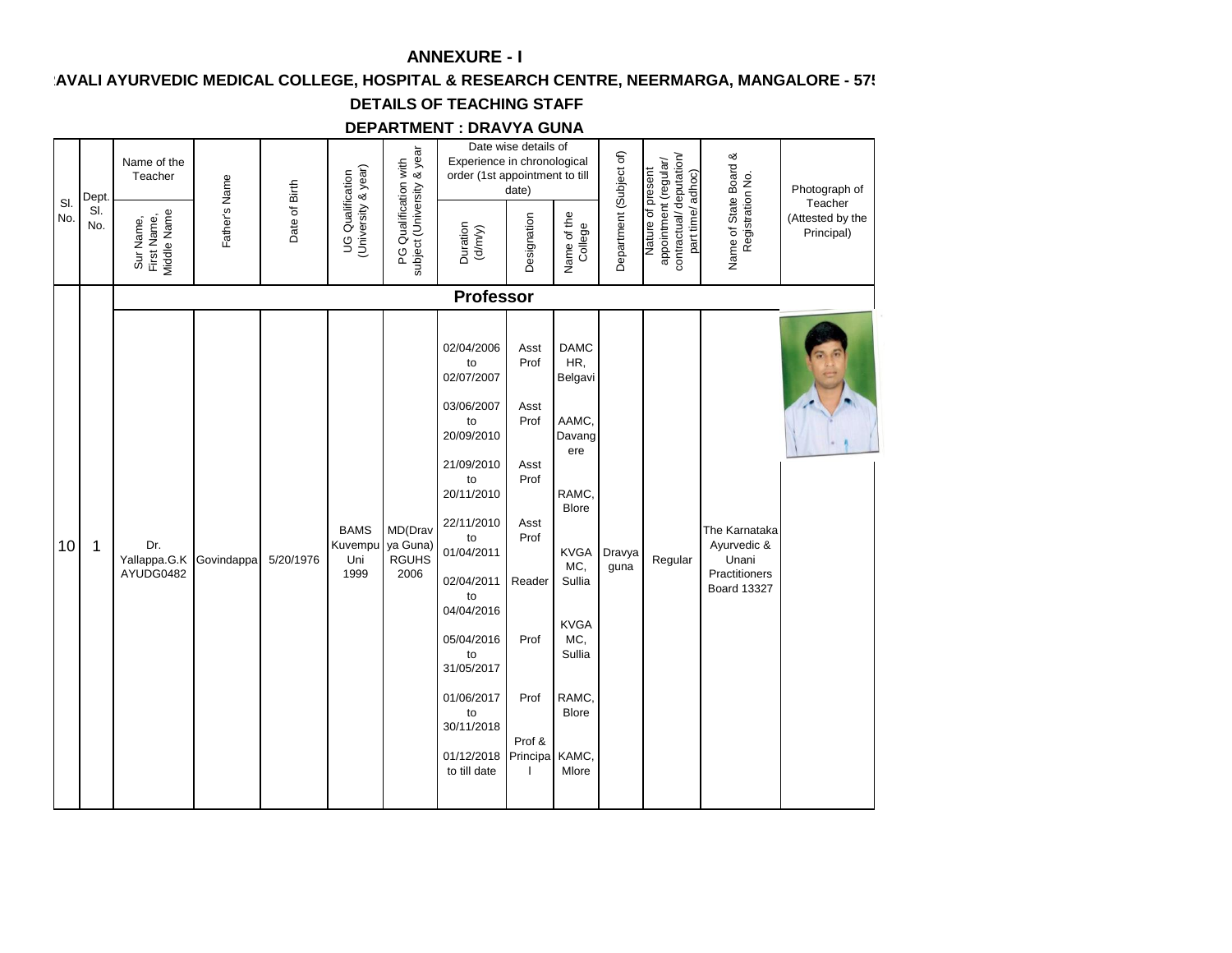# ANNEXURE - I

## :AVALI AYURVEDIC MEDICAL COLLEGE, HOSPITAL & RESEARCH CENTRE, NEERMARGA, MANGALORE - 57!

## DETAILS OF TEACHING STAFF

## DEPARTMENT : DRAVYA GUNA

| Sl. No. | Dept. Sl. No. | Name of the Teacher (Sur Name, First Name, Middle Name) | Father's Name | Date of Birth | UG Qualification (University & year) | PG Qualification with subject (University & year | Date wise details of Experience in chronological order (1st appointment to till date) | | | Department (Subject of) | Nature of present appointment (regular/ contractual/ deputation/ part time/ adhoc) | Name of State Board & Registration No. | Photograph of Teacher (Attested by the Principal) |
|---|---|---|---|---|---|---|---|---|---|---|---|---|---|
| | | | | | | | Duration (d/m/y) | Designation | Name of the College | | | | |
| **Professor** | | | | | | | | | | | | | |
| 10 | 1 | Dr. Yallappa.G.K AYUDG0482 | Govindappa | 5/20/1976 | BAMS Kuvempu Uni 1999 | MD(Dravya Guna) RGUHS 2006 | 02/04/2006 to 02/07/2007<br>03/06/2007 to 20/09/2010<br>21/09/2010 to 20/11/2010<br>22/11/2010 to 01/04/2011<br>02/04/2011 to 04/04/2016<br>05/04/2016 to 31/05/2017<br>01/06/2017 to 30/11/2018<br>01/12/2018 to till date | Asst Prof<br>Asst Prof<br>Asst Prof<br>Asst Prof<br>Reader<br>Prof<br>Prof<br>Prof & Principal | DAMC HR, Belgavi<br>AAMC, Davangere<br>RAMC, Blore<br>KVGAMC, Sullia<br>KVGAMC, Sullia<br>RAMC, Blore<br>KAMC, Mlore | Dravya guna | Regular | The Karnataka Ayurvedic & Unani Practitioners Board 13327 | |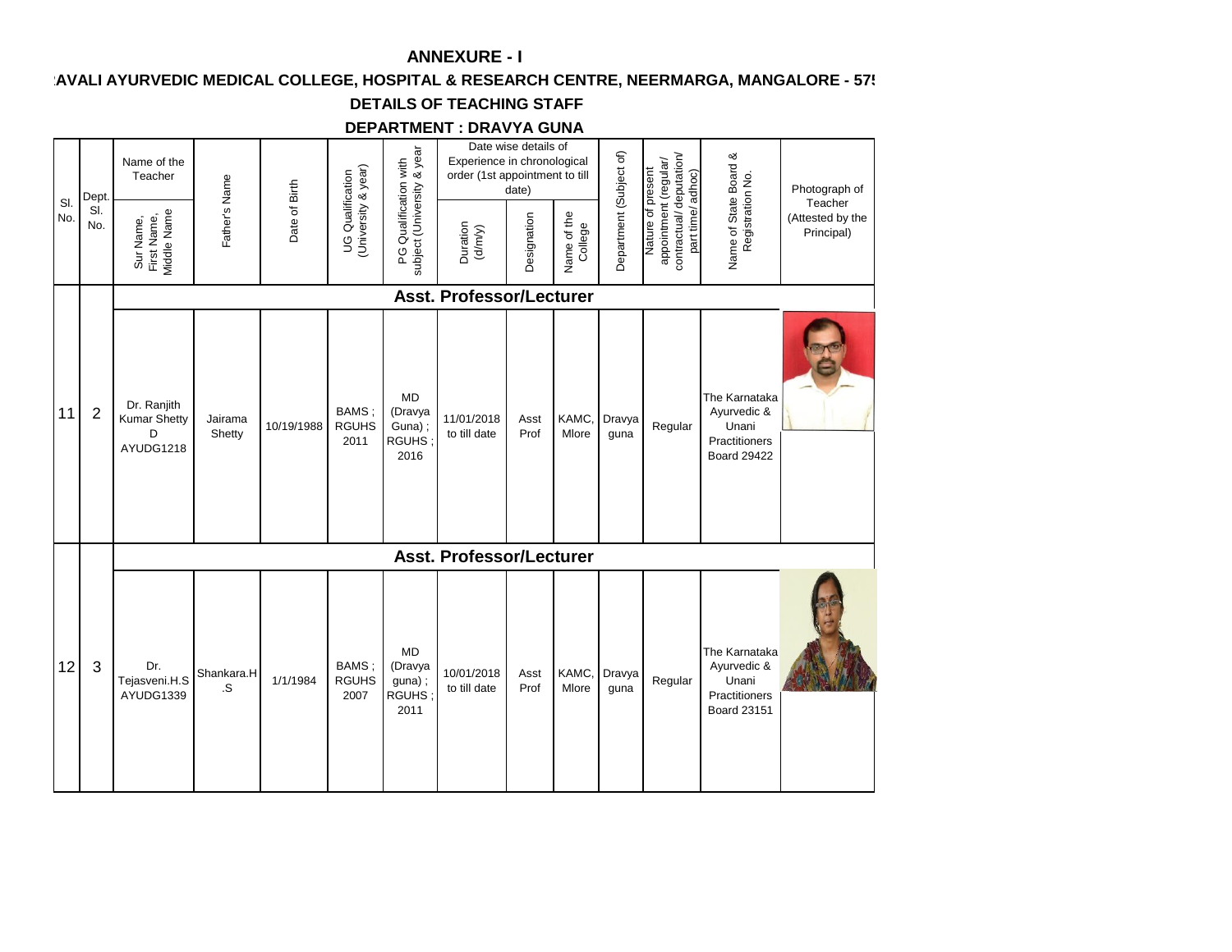## ANNEXURE - I

## :AVALI AYURVEDIC MEDICAL COLLEGE, HOSPITAL & RESEARCH CENTRE, NEERMARGA, MANGALORE - 57!

## DETAILS OF TEACHING STAFF

## DEPARTMENT : DRAVYA GUNA

| Sl. No. | Dept. Sl. No. | Name of the Teacher (Sur Name, First Name, Middle Name) | Father's Name | Date of Birth | UG Qualification (University & year) | PG Qualification with subject (University & year | Date wise details of Experience in chronological order (1st appointment to till date) Duration (d/m/y) | Designation | Name of the College | Department (Subject of) | Nature of present appointment (regular/ contractual/ deputation/ part time/ adhoc) | Name of State Board & Registration No. | Photograph of Teacher (Attested by the Principal) |
|---|---|---|---|---|---|---|---|---|---|---|---|---|---|
| | | **Asst. Professor/Lecturer** | | | | | | | | | | | |
| 11 | 2 | Dr. Ranjith Kumar Shetty D AYUDG1218 | Jairama Shetty | 10/19/1988 | BAMS ; RGUHS 2011 | MD (Dravya Guna) ; RGUHS ; 2016 | 11/01/2018 to till date | Asst Prof | KAMC, Mlore | Dravya guna | Regular | The Karnataka Ayurvedic & Unani Practitioners Board 29422 | |
| | | **Asst. Professor/Lecturer** | | | | | | | | | | | |
| 12 | 3 | Dr. Tejasveni.H.S AYUDG1339 | Shankara.H .S | 1/1/1984 | BAMS ; RGUHS 2007 | MD (Dravya guna) ; RGUHS ; 2011 | 10/01/2018 to till date | Asst Prof | KAMC, Mlore | Dravya guna | Regular | The Karnataka Ayurvedic & Unani Practitioners Board 23151 | |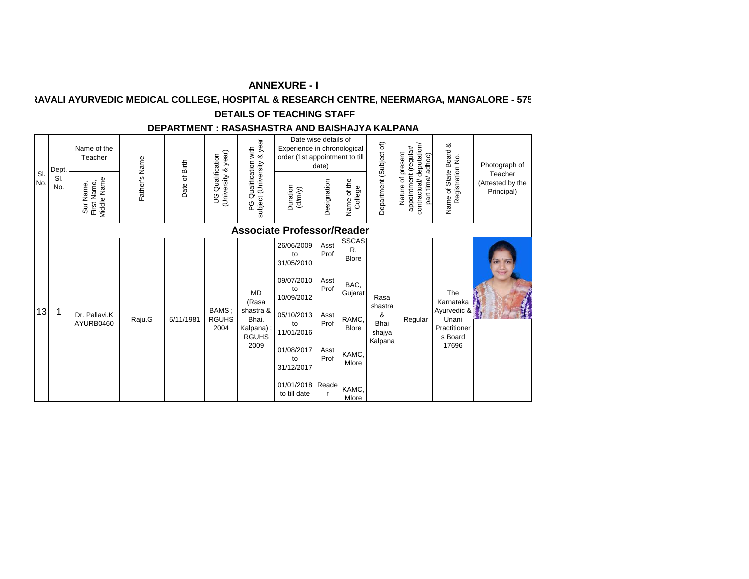# ANNEXURE - I

## RAVALI AYURVEDIC MEDICAL COLLEGE, HOSPITAL & RESEARCH CENTRE, NEERMARGA, MANGALORE - 575

## DETAILS OF TEACHING STAFF

## DEPARTMENT : RASASHASTRA AND BAISHAJYA KALPANA

| Sl. No. | Dept. Sl. No. | Name of the Teacher (Sur Name, First Name, Middle Name) | Father's Name | Date of Birth | UG Qualification (University & year) | PG Qualification with subject (University & year) | Date wise details of Experience in chronological order (1st appointment to till date) | | | Department (Subject of) | Nature of present appointment (regular/ contractual/ deputation/ part time/ adhoc) | Name of State Board & Registration No. | Photograph of Teacher (Attested by the Principal) |
|---|---|---|---|---|---|---|---|---|---|---|---|---|---|
| | | | | | | | Duration (d/m/y) | Designation | Name of the College | | | | |
| **Associate Professor/Reader** | | | | | | | | | | | | | |
| 13 | 1 | Dr. Pallavi.K AYURB0460 | Raju.G | 5/11/1981 | BAMS ; RGUHS 2004 | MD (Rasa shastra & Bhai. Kalpana) ; RGUHS 2009 | 26/06/2009 to 31/05/2010 | Asst Prof | SSCASR, Blore | Rasa shastra & Bhai shajya Kalpana | Regular | The Karnataka Ayurvedic & Unani Practitioners Board 17696 | |
| | | | | | | | 09/07/2010 to 10/09/2012 | Asst Prof | BAC, Gujarat | | | | |
| | | | | | | | 05/10/2013 to 11/01/2016 | Asst Prof | RAMC, Blore | | | | |
| | | | | | | | 01/08/2017 to 31/12/2017 | Asst Prof | KAMC, Mlore | | | | |
| | | | | | | | 01/01/2018 to till date | Reader | KAMC, Mlore | | | | |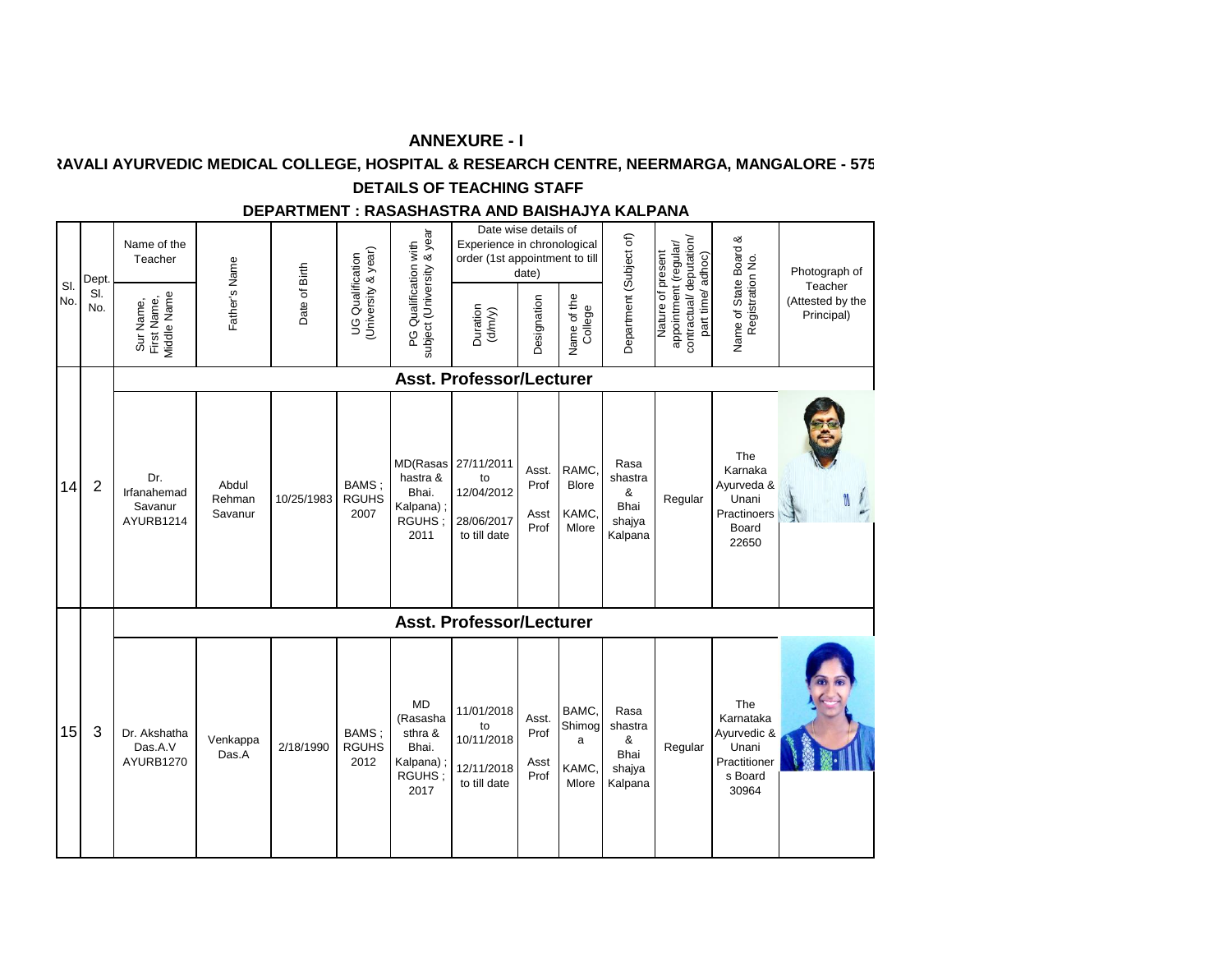# ANNEXURE - I

## ƦAVALI AYURVEDIC MEDICAL COLLEGE, HOSPITAL & RESEARCH CENTRE, NEERMARGA, MANGALORE - 575

## DETAILS OF TEACHING STAFF

## DEPARTMENT : RASASHASTRA AND BAISHAJYA KALPANA

| Sl. No. | Dept. Sl. No. | Name of the Teacher (Sur Name, First Name, Middle Name) | Father's Name | Date of Birth | UG Qualification (University & year) | PG Qualification with subject (University & year) | Date wise details of Experience in chronological order (1st appointment to till date) – Duration (d/m/y) | Designation | Name of the College | Department (Subject of) | Nature of present appointment (regular/ contractual/ deputation/ part time/ adhoc) | Name of State Board & Registration No. | Photograph of Teacher (Attested by the Principal) |
|---|---|---|---|---|---|---|---|---|---|---|---|---|---|
| | | **Asst. Professor/Lecturer** | | | | | | | | | | | |
| 14 | 2 | Dr. Irfanahemad Savanur AYURB1214 | Abdul Rehman Savanur | 10/25/1983 | BAMS ; RGUHS 2007 | MD(Rasashastra & Bhai. Kalpana) ; RGUHS ; 2011 | 27/11/2011 to 12/04/2012<br>28/06/2017 to till date | Asst. Prof<br>Asst Prof | RAMC, Blore<br>KAMC, Mlore | Rasa shastra & Bhai shajya Kalpana | Regular | The Karnaka Ayurveda & Unani Practinoers Board 22650 | |
| | | **Asst. Professor/Lecturer** | | | | | | | | | | | |
| 15 | 3 | Dr. Akshatha Das.A.V AYURB1270 | Venkappa Das.A | 2/18/1990 | BAMS ; RGUHS 2012 | MD (Rasashasthra & Bhai. Kalpana) ; RGUHS ; 2017 | 11/01/2018 to 10/11/2018<br>12/11/2018 to till date | Asst. Prof<br>Asst Prof | BAMC, Shimoga<br>KAMC, Mlore | Rasa shastra & Bhai shajya Kalpana | Regular | The Karnataka Ayurvedic & Unani Practitioners Board 30964 | |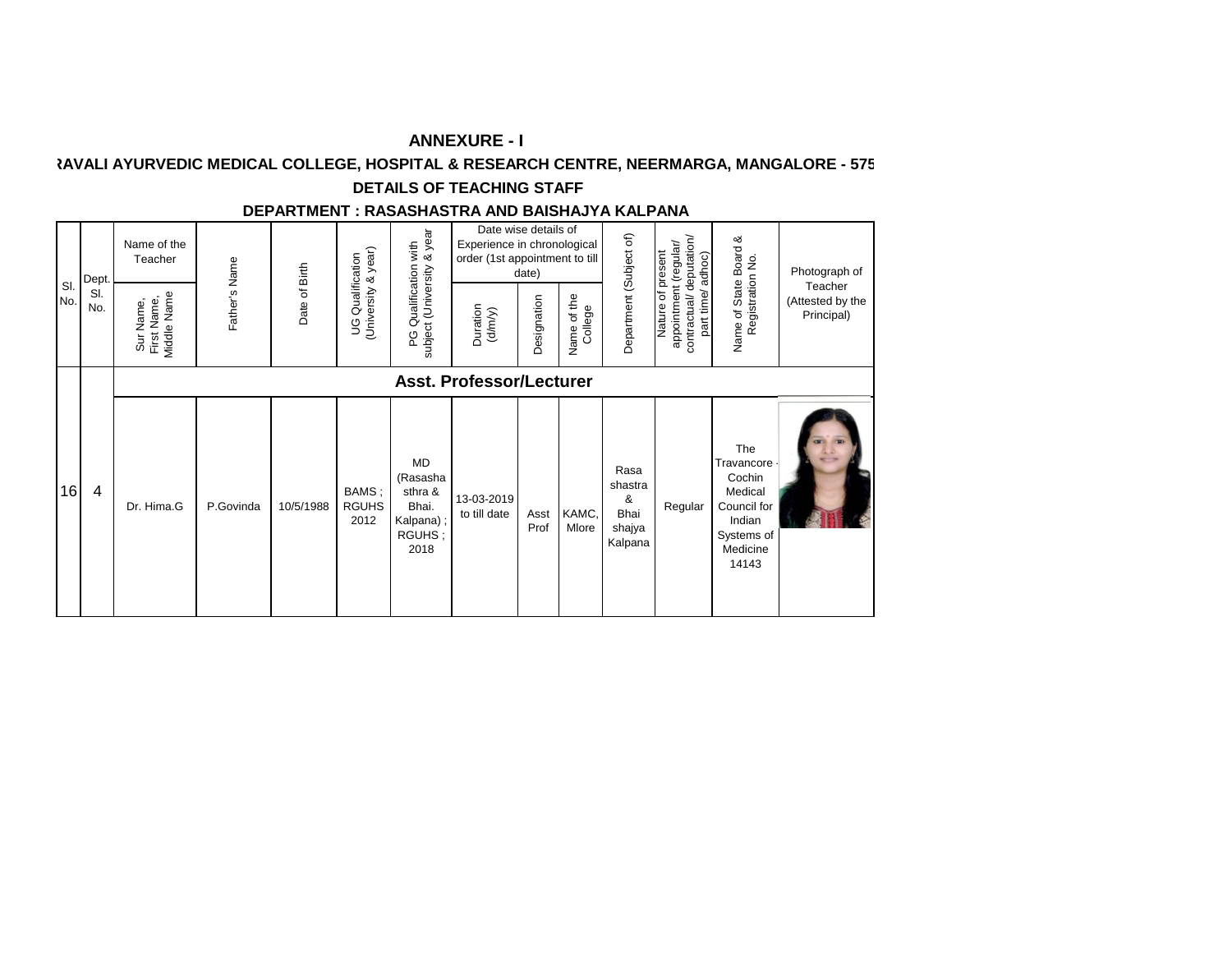# ANNEXURE - I

## RAVALI AYURVEDIC MEDICAL COLLEGE, HOSPITAL & RESEARCH CENTRE, NEERMARGA, MANGALORE - 575

## DETAILS OF TEACHING STAFF

## DEPARTMENT : RASASHASTRA AND BAISHAJYA KALPANA

| Sl. No. | Dept. Sl. No. | Name of the Teacher | Father's Name | Date of Birth | UG Qualification (University & year) | PG Qualification with subject (University & year | Date wise details of Experience in chronological order (1st appointment to till date) | | | Department (Subject of) | Nature of present appointment (regular/ contractual/ deputation/ part time/ adhoc) | Name of State Board & Registration No. | Photograph of Teacher (Attested by the Principal) |
|---|---|---|---|---|---|---|---|---|---|---|---|---|---|
| | | Sur Name, First Name, Middle Name | | | | | Duration (d/m/y) | Designation | Name of the College | | | | |
| | | **Asst. Professor/Lecturer** | | | | | | | | | | | |
| 16 | 4 | Dr. Hima.G | P.Govinda | 10/5/1988 | BAMS ; RGUHS 2012 | MD (Rasashasthra & Bhai. Kalpana) ; RGUHS ; 2018 | 13-03-2019 to till date | Asst Prof | KAMC, Mlore | Rasa shastra & Bhai shajya Kalpana | Regular | The Travancore - Cochin Medical Council for Indian Systems of Medicine 14143 | |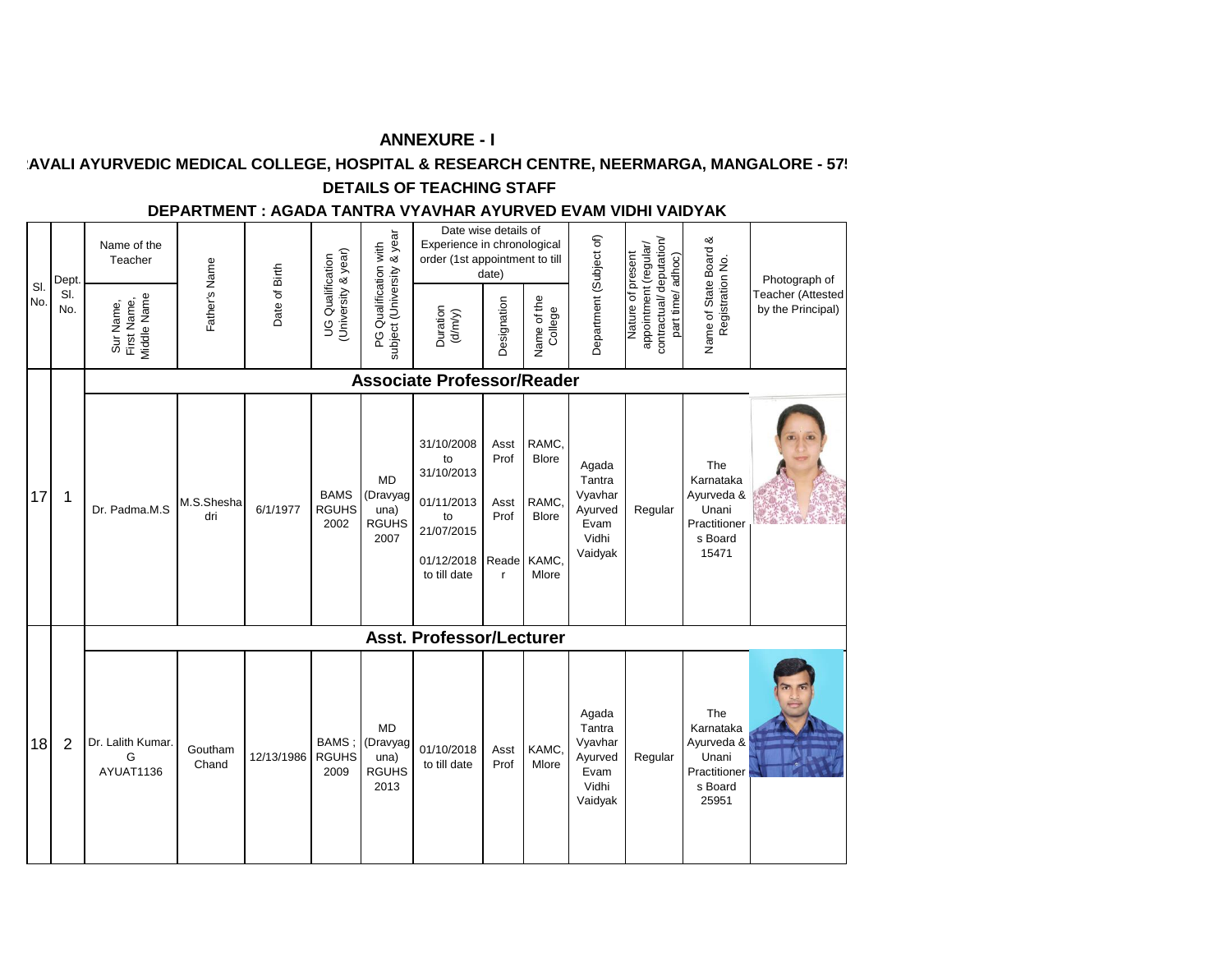## ANNEXURE - I

## :AVALI AYURVEDIC MEDICAL COLLEGE, HOSPITAL & RESEARCH CENTRE, NEERMARGA, MANGALORE - 57!

## DETAILS OF TEACHING STAFF

## DEPARTMENT : AGADA TANTRA VYAVHAR AYURVED EVAM VIDHI VAIDYAK

| Sl. No. | Dept. Sl. No. | Name of the Teacher<br>Sur Name, First Name, Middle Name | Father's Name | Date of Birth | UG Qualification (University & year) | PG Qualification with subject (University & year | Date wise details of Experience in chronological order (1st appointment to till date)<br>Duration (d/m/y) | Designation | Name of the College | Department (Subject of) | Nature of present appointment (regular/ contractual/ deputation/ part time/ adhoc) | Name of State Board & Registration No. | Photograph of Teacher (Attested by the Principal) |
|---|---|---|---|---|---|---|---|---|---|---|---|---|---|
| | | **Associate Professor/Reader** | | | | | | | | | | | |
| 17 | 1 | Dr. Padma.M.S | M.S.Sheshadri | 6/1/1977 | BAMS RGUHS 2002 | MD (Dravyaguna) RGUHS 2007 | 31/10/2008 to 31/10/2013<br>01/11/2013 to 21/07/2015<br>01/12/2018 to till date | Asst Prof<br>Asst Prof<br>Reader | RAMC, Blore<br>RAMC, Blore<br>KAMC, Mlore | Agada Tantra Vyavhar Ayurved Evam Vidhi Vaidyak | Regular | The Karnataka Ayurveda & Unani Practitioners Board 15471 | |
| | | **Asst. Professor/Lecturer** | | | | | | | | | | | |
| 18 | 2 | Dr. Lalith Kumar. G AYUAT1136 | Goutham Chand | 12/13/1986 | BAMS ; RGUHS 2009 | MD (Dravyaguna) RGUHS 2013 | 01/10/2018 to till date | Asst Prof | KAMC, Mlore | Agada Tantra Vyavhar Ayurved Evam Vidhi Vaidyak | Regular | The Karnataka Ayurveda & Unani Practitioners Board 25951 | |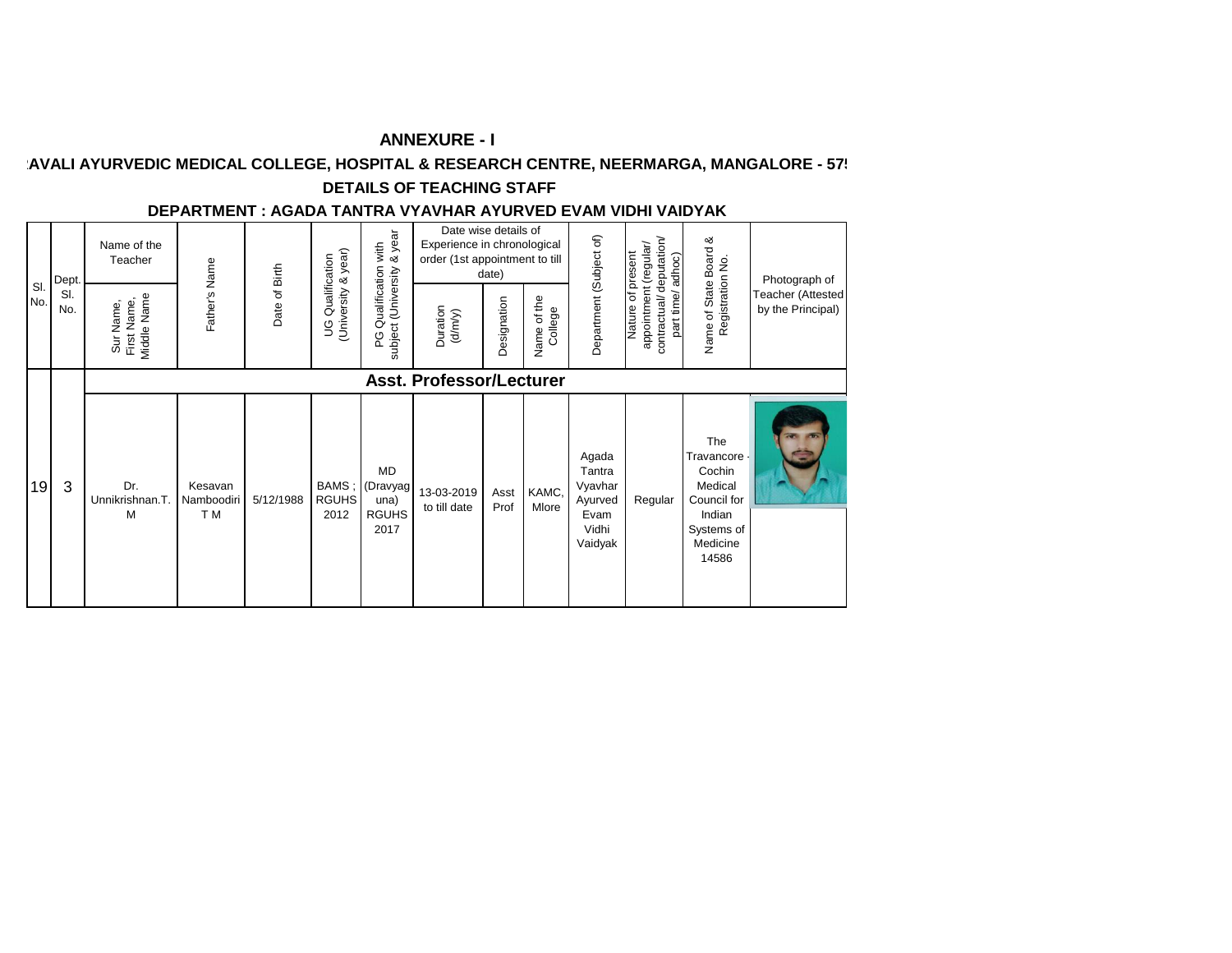# ANNEXURE - I

## AVALI AYURVEDIC MEDICAL COLLEGE, HOSPITAL & RESEARCH CENTRE, NEERMARGA, MANGALORE - 57

## DETAILS OF TEACHING STAFF

## DEPARTMENT : AGADA TANTRA VYAVHAR AYURVED EVAM VIDHI VAIDYAK

| Sl. No. | Dept. Sl. No. | Name of the Teacher | Father's Name | Date of Birth | UG Qualification (University & year) | PG Qualification with subject (University & year | Date wise details of Experience in chronological order (1st appointment to till date) | | | Department (Subject of) | Nature of present appointment (regular/ contractual/ deputation/ part time/ adhoc) | Name of State Board & Registration No. | Photograph of Teacher (Attested by the Principal) |
|---|---|---|---|---|---|---|---|---|---|---|---|---|---|
| | | Sur Name, First Name, Middle Name | | | | | Duration (d/m/y) | Designation | Name of the College | | | | |
| | | **Asst. Professor/Lecturer** | | | | | | | | | | | |
| 19 | 3 | Dr. Unnikrishnan.T. M | Kesavan Namboodiri T M | 5/12/1988 | BAMS ; RGUHS 2012 | MD (Dravyaguna) RGUHS 2017 | 13-03-2019 to till date | Asst Prof | KAMC, Mlore | Agada Tantra Vyavhar Ayurved Evam Vidhi Vaidyak | Regular | The Travancore - Cochin Medical Council for Indian Systems of Medicine 14586 | |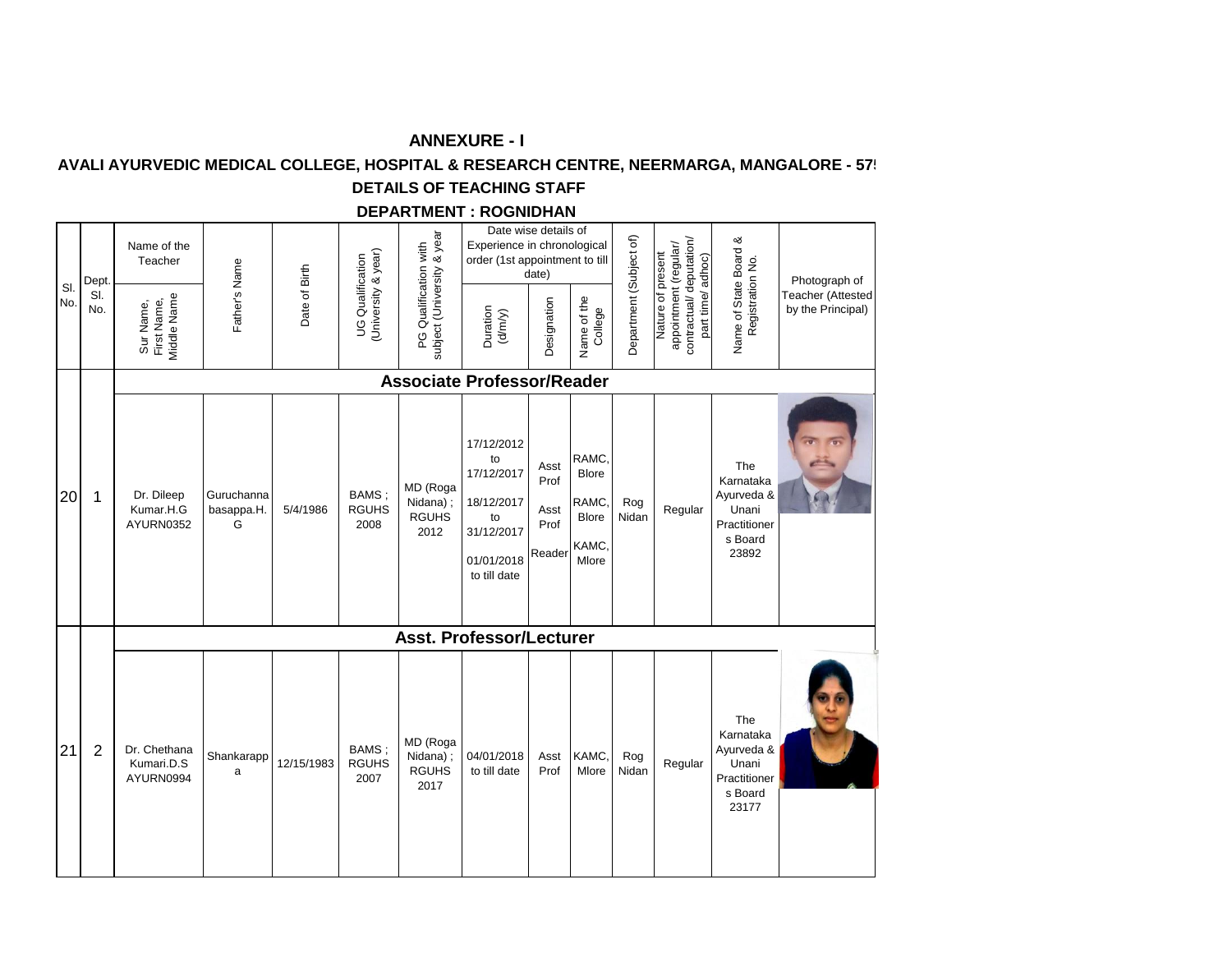# ANNEXURE - I

## AVALI AYURVEDIC MEDICAL COLLEGE, HOSPITAL & RESEARCH CENTRE, NEERMARGA, MANGALORE - 57

### DETAILS OF TEACHING STAFF

### DEPARTMENT : ROGNIDHAN

| Sl. No. | Dept. Sl. No. | Name of the Teacher (Sur Name, First Name, Middle Name) | Father's Name | Date of Birth | UG Qualification (University & year) | PG Qualification with subject (University & year | Date wise details of Experience in chronological order (1st appointment to till date) | | | Department (Subject of) | Nature of present appointment (regular/ contractual/ deputation/ part time/ adhoc) | Name of State Board & Registration No. | Photograph of Teacher (Attested by the Principal) |
|---|---|---|---|---|---|---|---|---|---|---|---|---|---|
| | | | | | | | Duration (d/m/y) | Designation | Name of the College | | | | |
| | | **Associate Professor/Reader** | | | | | | | | | | | |
| 20 | 1 | Dr. Dileep Kumar.H.G AYURN0352 | Guruchanna basappa.H. G | 5/4/1986 | BAMS ; RGUHS 2008 | MD (Roga Nidana) ; RGUHS 2012 | 17/12/2012 to 17/12/2017<br>18/12/2017 to 31/12/2017<br>01/01/2018 to till date | Asst Prof<br>Asst Prof<br>Reader | RAMC, Blore<br>RAMC, Blore<br>KAMC, Mlore | Rog Nidan | Regular | The Karnataka Ayurveda & Unani Practitioners Board 23892 | |
| | | **Asst. Professor/Lecturer** | | | | | | | | | | | |
| 21 | 2 | Dr. Chethana Kumari.D.S AYURN0994 | Shankarappa | 12/15/1983 | BAMS ; RGUHS 2007 | MD (Roga Nidana) ; RGUHS 2017 | 04/01/2018 to till date | Asst Prof | KAMC, Mlore | Rog Nidan | Regular | The Karnataka Ayurveda & Unani Practitioners Board 23177 | |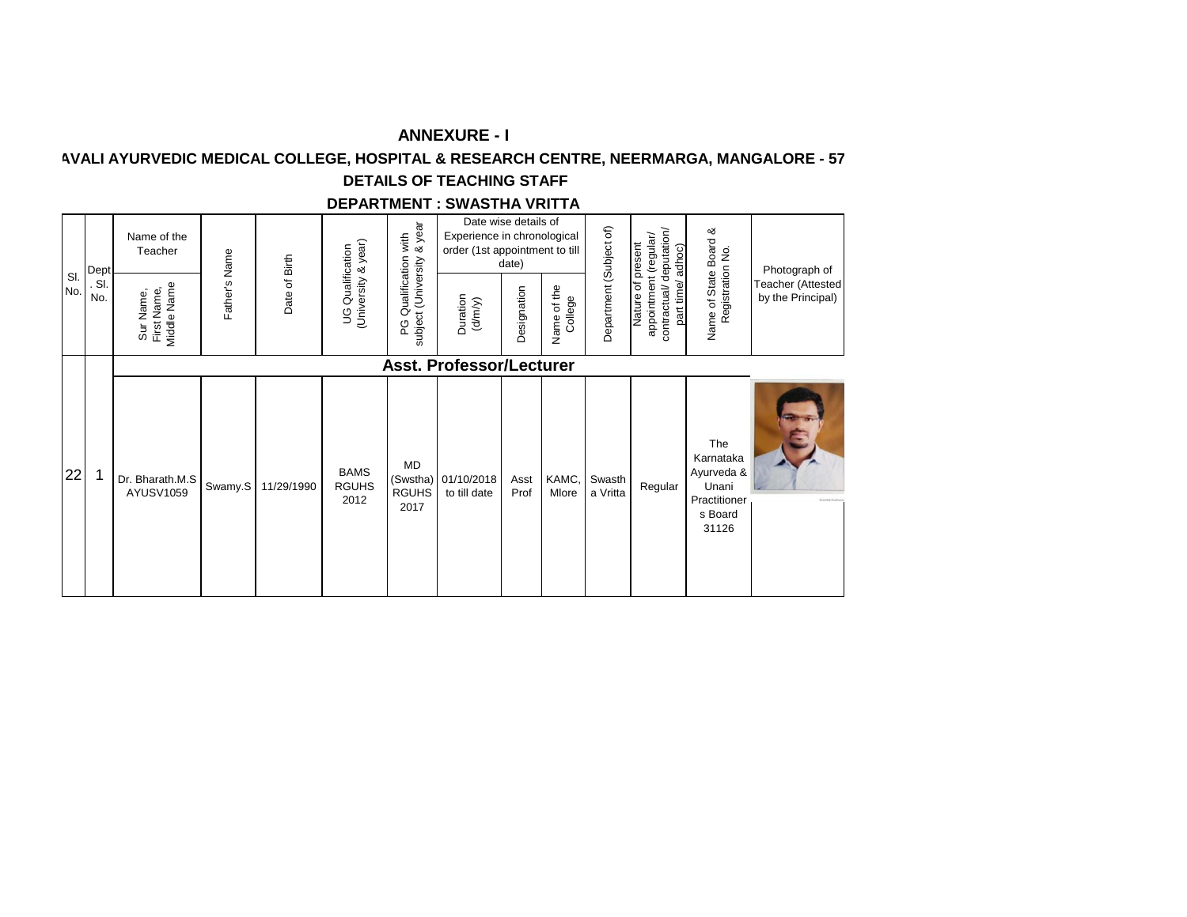## ANNEXURE - I

## AVALI AYURVEDIC MEDICAL COLLEGE, HOSPITAL & RESEARCH CENTRE, NEERMARGA, MANGALORE - 57

## DETAILS OF TEACHING STAFF

## DEPARTMENT : SWASTHA VRITTA

| Sl. No. | Dept. Sl. No. | Name of the Teacher (Sur Name, First Name, Middle Name) | Father's Name | Date of Birth | UG Qualification (University & year) | PG Qualification with subject (University & year | Date wise details of Experience in chronological order (1st appointment to till date) | | | Department (Subject of) | Nature of present appointment (regular/ contractual/ deputation/ part time/ adhoc) | Name of State Board & Registration No. | Photograph of Teacher (Attested by the Principal) |
|---|---|---|---|---|---|---|---|---|---|---|---|---|---|
| | | | | | | | Duration (d/m/y) | Designation | Name of the College | | | | |
| | | **Asst. Professor/Lecturer** | | | | | | | | | | | |
| 22 | 1 | Dr. Bharath.M.S AYUSV1059 | Swamy.S | 11/29/1990 | BAMS RGUHS 2012 | MD (Swstha) RGUHS 2017 | 01/10/2018 to till date | Asst Prof | KAMC, Mlore | Swasth a Vritta | Regular | The Karnataka Ayurveda & Unani Practitioner s Board 31126 | |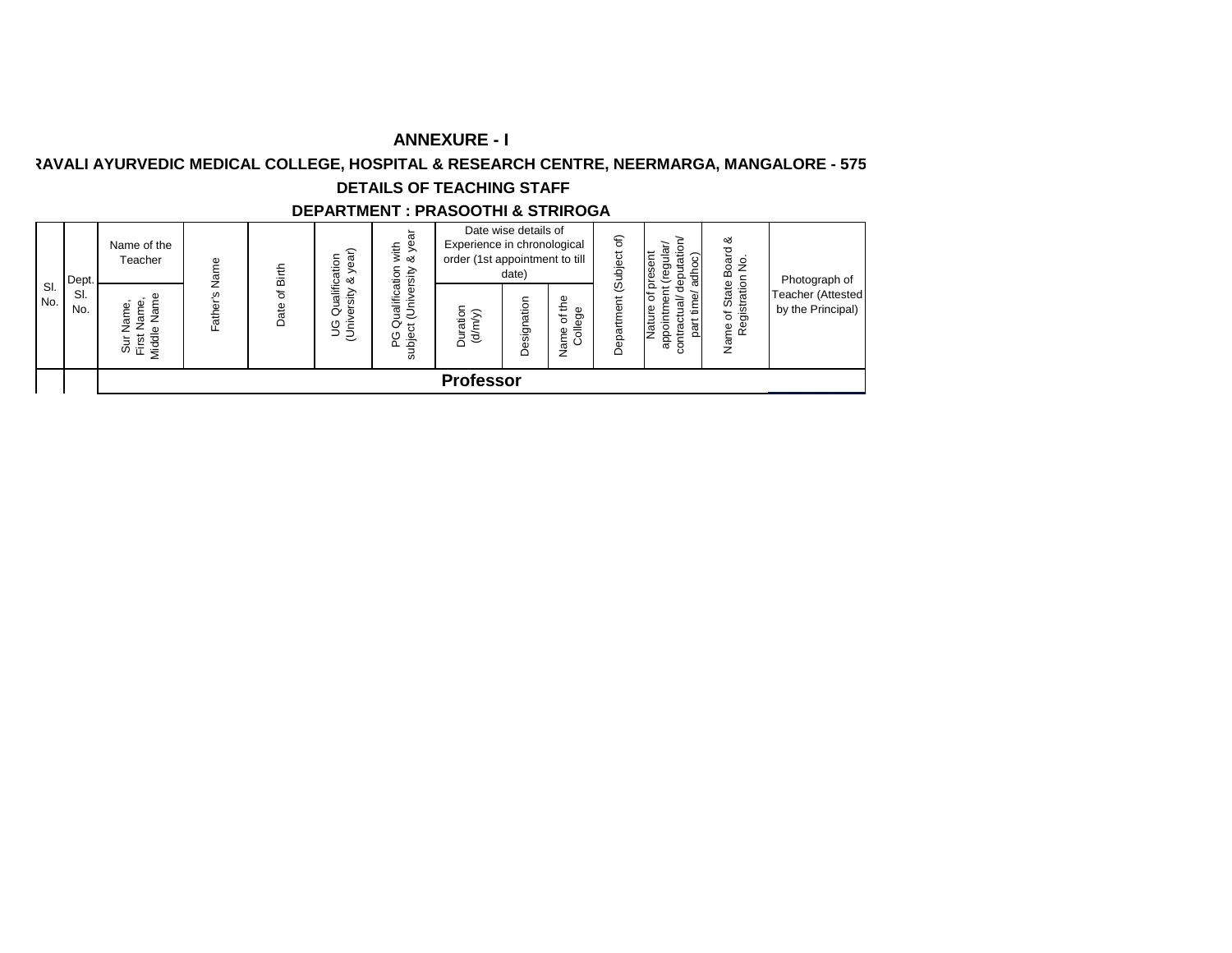# ANNEXURE - I

## RAVALI AYURVEDIC MEDICAL COLLEGE, HOSPITAL & RESEARCH CENTRE, NEERMARGA, MANGALORE - 575

## DETAILS OF TEACHING STAFF

## DEPARTMENT : PRASOOTHI & STRIROGA

| Sl. No. | Dept. Sl. No. | Name of the Teacher | Father's Name | Date of Birth | UG Qualification (University & year) | PG Qualification with subject (University & year | Date wise details of Experience in chronological order (1st appointment to till date) | | | Department (Subject of) | Nature of present appointment (regular/ contractual/ deputation/ part time/ adhoc) | Name of State Board & Registration No. | Photograph of Teacher (Attested by the Principal) |
|---|---|---|---|---|---|---|---|---|---|---|---|---|---|
| | | Sur Name, First Name, Middle Name | | | | | Duration (d/m/y) | Designation | Name of the College | | | | |
| | | **Professor** | | | | | | | | | | | |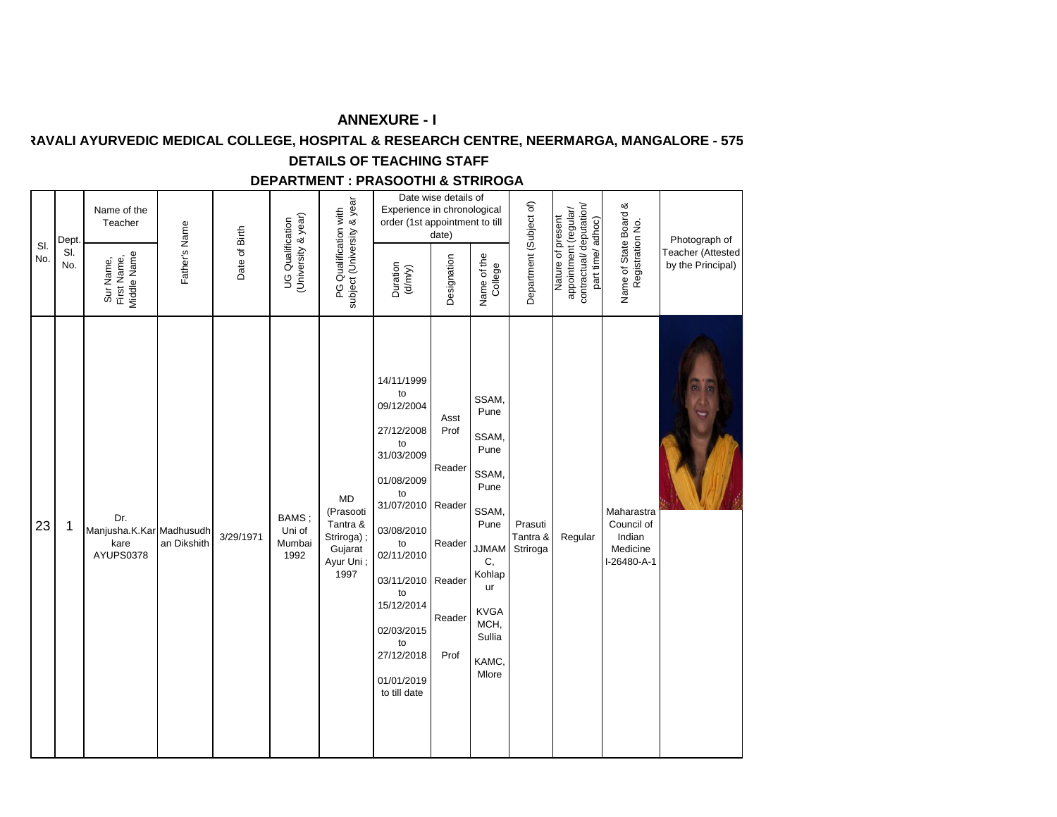# ANNEXURE - I

## RAVALI AYURVEDIC MEDICAL COLLEGE, HOSPITAL & RESEARCH CENTRE, NEERMARGA, MANGALORE - 575

## DETAILS OF TEACHING STAFF

## DEPARTMENT : PRASOOTHI & STRIROGA

| Sl. No. | Dept. Sl. No. | Name of the Teacher (Sur Name, First Name, Middle Name) | Father's Name | Date of Birth | UG Qualification (University & year) | PG Qualification with subject (University & year | Date wise details of Experience in chronological order (1st appointment to till date) | | | Department (Subject of) | Nature of present appointment (regular/ contractual/ deputation/ part time/ adhoc) | Name of State Board & Registration No. | Photograph of Teacher (Attested by the Principal) |
|---|---|---|---|---|---|---|---|---|---|---|---|---|---|
| | | | | | | | Duration (d/m/y) | Designation | Name of the College | | | | |
| 23 | 1 | Dr. Manjusha.K.Karkare AYUPS0378 | Madhusudhan Dikshith | 3/29/1971 | BAMS ; Uni of Mumbai 1992 | MD (Prasooti Tantra & Striroga) ; Gujarat Ayur Uni ; 1997 | 14/11/1999 to 09/12/2004<br>27/12/2008 to 31/03/2009<br>01/08/2009 to 31/07/2010<br>03/08/2010 to 02/11/2010<br>03/11/2010 to 15/12/2014<br>02/03/2015 to 27/12/2018<br>01/01/2019 to till date | Asst Prof<br>Reader<br>Reader<br>Reader<br>Reader<br>Reader<br>Prof | SSAM, Pune<br>SSAM, Pune<br>SSAM, Pune<br>SSAM, Pune<br>JJMAMC, Kohlapur<br>KVGAMCH, Sullia<br>KAMC, Mlore | Prasuti Tantra & Striroga | Regular | Maharastra Council of Indian Medicine I-26480-A-1 | |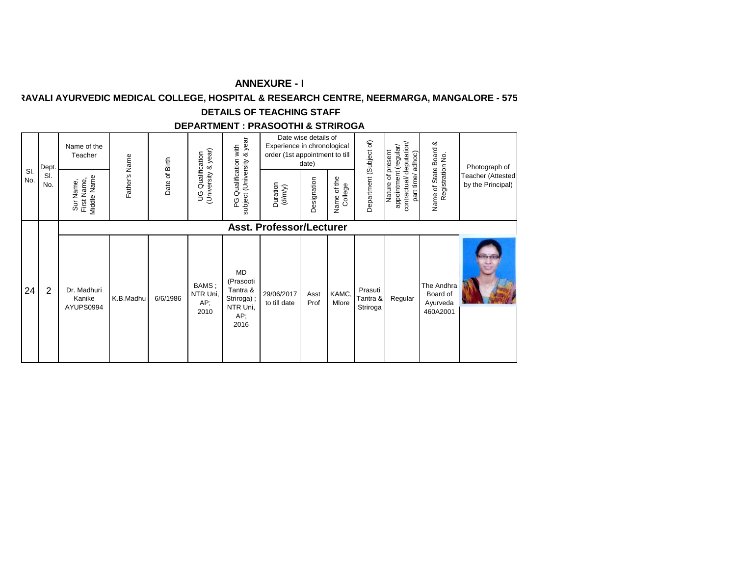# ANNEXURE - I

## RAVALI AYURVEDIC MEDICAL COLLEGE, HOSPITAL & RESEARCH CENTRE, NEERMARGA, MANGALORE - 575

## DETAILS OF TEACHING STAFF

## DEPARTMENT : PRASOOTHI & STRIROGA

| Sl. No. | Dept. Sl. No. | Name of the Teacher (Sur Name, First Name, Middle Name) | Father's Name | Date of Birth | UG Qualification (University & year) | PG Qualification with subject (University & year | Date wise details of Experience in chronological order (1st appointment to till date) | | | Department (Subject of) | Nature of present appointment (regular/ contractual/ deputation/ part time/ adhoc) | Name of State Board & Registration No. | Photograph of Teacher (Attested by the Principal) |
|---|---|---|---|---|---|---|---|---|---|---|---|---|---|
| | | | | | | | Duration (d/m/y) | Designation | Name of the College | | | | |
| | | **Asst. Professor/Lecturer** | | | | | | | | | | | |
| 24 | 2 | Dr. Madhuri Kanike AYUPS0994 | K.B.Madhu | 6/6/1986 | BAMS ; NTR Uni, AP; 2010 | MD (Prasooti Tantra & Striroga) ; NTR Uni, AP; 2016 | 29/06/2017 to till date | Asst Prof | KAMC, Mlore | Prasuti Tantra & Striroga | Regular | The Andhra Board of Ayurveda 460A2001 | |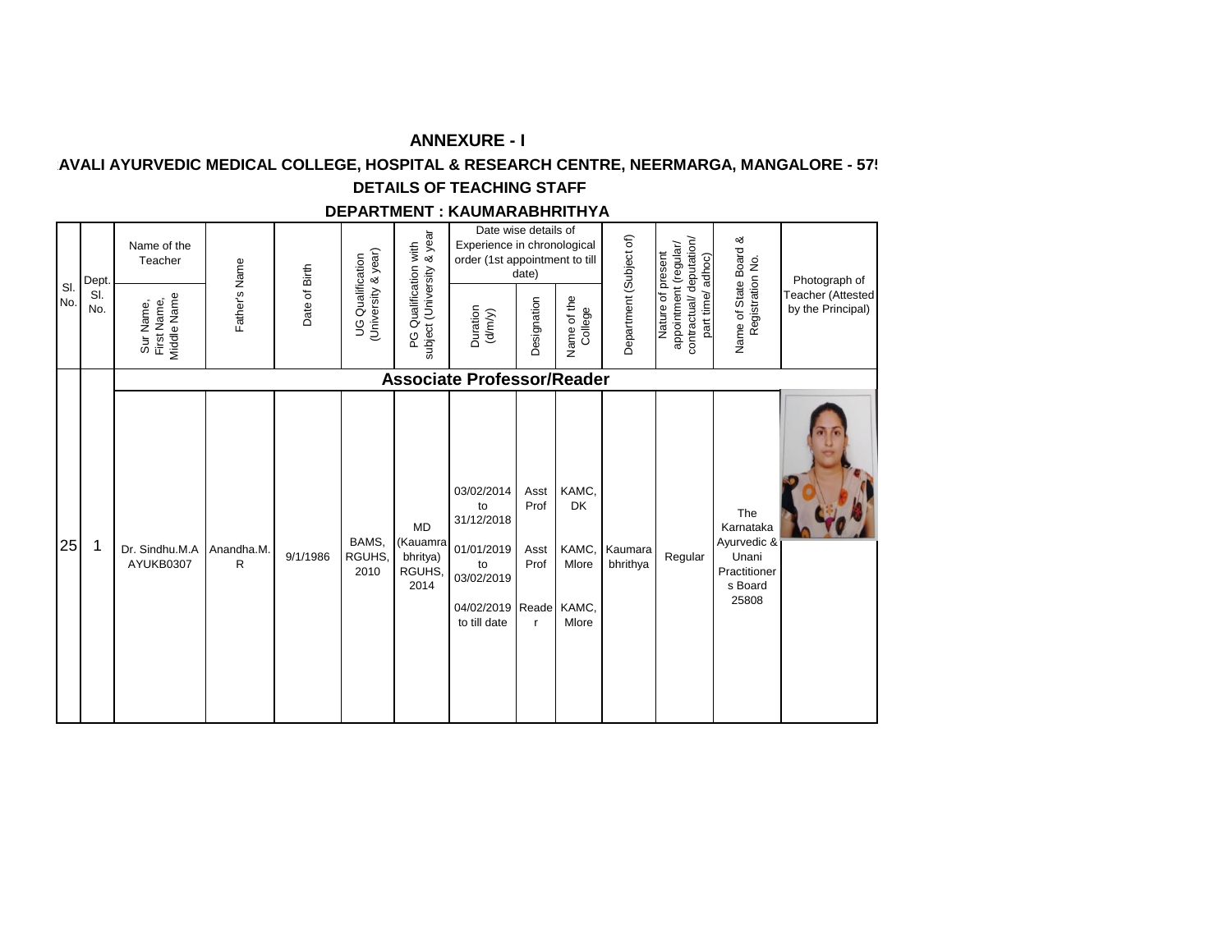# ANNEXURE - I

## AVALI AYURVEDIC MEDICAL COLLEGE, HOSPITAL & RESEARCH CENTRE, NEERMARGA, MANGALORE - 57!

## DETAILS OF TEACHING STAFF

## DEPARTMENT : KAUMARABHRITHYA

| Sl. No. | Dept. Sl. No. | Name of the Teacher (Sur Name, First Name, Middle Name) | Father's Name | Date of Birth | UG Qualification (University & year) | PG Qualification with subject (University & year | Date wise details of Experience in chronological order (1st appointment to till date) - Duration (d/m/y) | Designation | Name of the College | Department (Subject of) | Nature of present appointment (regular/ contractual/ deputation/ part time/ adhoc) | Name of State Board & Registration No. | Photograph of Teacher (Attested by the Principal) |
|---|---|---|---|---|---|---|---|---|---|---|---|---|---|
| | | **Associate Professor/Reader** | | | | | | | | | | | |
| 25 | 1 | Dr. Sindhu.M.A AYUKB0307 | Anandha.M. R | 9/1/1986 | BAMS, RGUHS, 2010 | MD (Kauamra bhritya) RGUHS, 2014 | 03/02/2014 to 31/12/2018<br>01/01/2019 to 03/02/2019<br>04/02/2019 to till date | Asst Prof<br>Asst Prof<br>Reader | KAMC, DK<br>KAMC, Mlore<br>KAMC, Mlore | Kaumara bhrithya | Regular | The Karnataka Ayurvedic & Unani Practitioners Board 25808 | |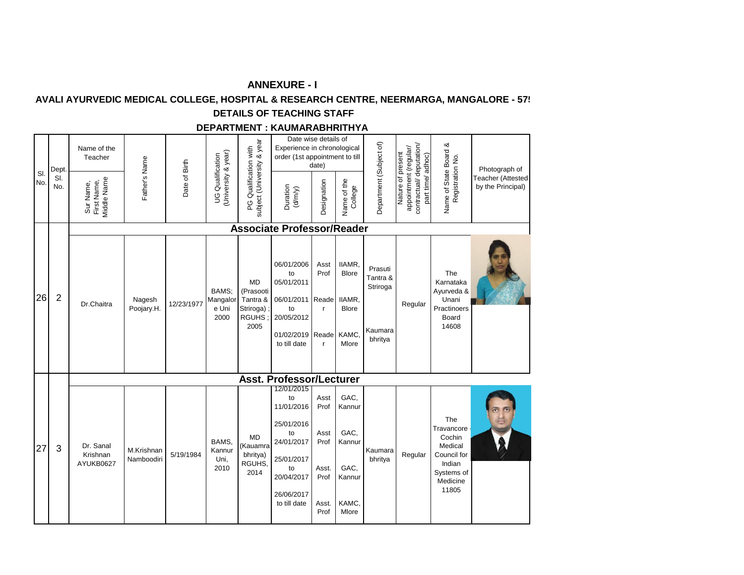# ANNEXURE - I

## AVALI AYURVEDIC MEDICAL COLLEGE, HOSPITAL & RESEARCH CENTRE, NEERMARGA, MANGALORE - 57

### DETAILS OF TEACHING STAFF

### DEPARTMENT : KAUMARABHRITHYA

| Sl. No. | Dept. Sl. No. | Name of the Teacher (Sur Name, First Name, Middle Name) | Father's Name | Date of Birth | UG Qualification (University & year) | PG Qualification with subject (University & year | Date wise details of Experience in chronological order (1st appointment to till date) Duration (d/m/y) | Designation | Name of the College | Department (Subject of) | Nature of present appointment (regular/ contractual/ deputation/ part time/ adhoc) | Name of State Board & Registration No. | Photograph of Teacher (Attested by the Principal) |
|---|---|---|---|---|---|---|---|---|---|---|---|---|---|
| | | **Associate Professor/Reader** | | | | | | | | | | | |
| 26 | 2 | Dr.Chaitra | Nagesh Poojary.H. | 12/23/1977 | BAMS; Mangalore Uni 2000 | MD (Prasooti Tantra & Striroga) ; RGUHS ; 2005 | 06/01/2006 to 05/01/2011<br>06/01/2011 to 20/05/2012<br>01/02/2019 to till date | Asst Prof<br>Reader<br>Reader | IIAMR, Blore<br>IIAMR, Blore<br>KAMC, Mlore | Prasuti Tantra & Striroga<br>Kaumara bhritya | Regular | The Karnataka Ayurveda & Unani Practinoers Board 14608 | |
| | | **Asst. Professor/Lecturer** | | | | | | | | | | | |
| 27 | 3 | Dr. Sanal Krishnan AYUKB0627 | M.Krishnan Namboodiri | 5/19/1984 | BAMS, Kannur Uni, 2010 | MD (Kauamra bhritya) RGUHS, 2014 | 12/01/2015 to 11/01/2016<br>25/01/2016 to 24/01/2017<br>25/01/2017 to 20/04/2017<br>26/06/2017 to till date | Asst Prof<br>Asst Prof<br>Asst. Prof<br>Asst. Prof | GAC, Kannur<br>GAC, Kannur<br>GAC, Kannur<br>KAMC, Mlore | Kaumara bhritya | Regular | The Travancore - Cochin Medical Council for Indian Systems of Medicine 11805 | |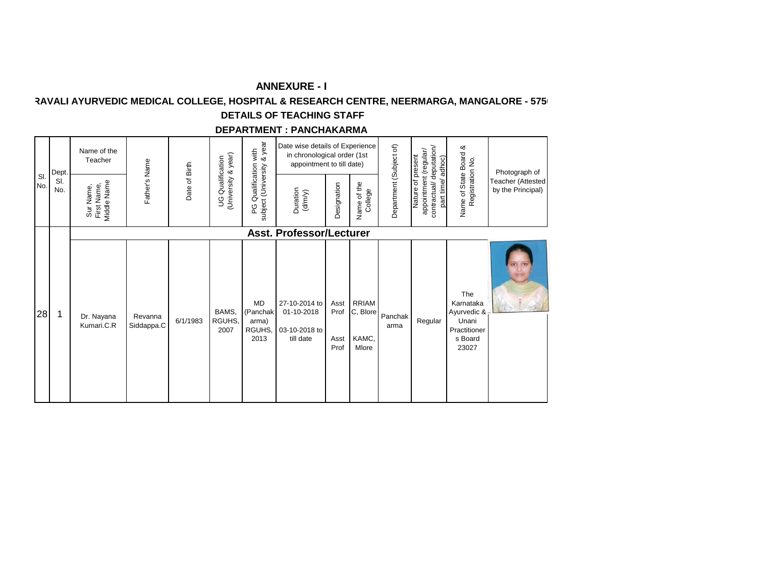## ANNEXURE - I

### RAVALI AYURVEDIC MEDICAL COLLEGE, HOSPITAL & RESEARCH CENTRE, NEERMARGA, MANGALORE - 575

### DETAILS OF TEACHING STAFF

### DEPARTMENT : PANCHAKARMA

| Sl. No. | Dept. Sl. No. | Name of the Teacher (Sur Name, First Name, Middle Name) | Father's Name | Date of Birth | UG Qualification (University & year) | PG Qualification with subject (University & year | Date wise details of Experience in chronological order (1st appointment to till date) Duration (d/m/y) | Designation | Name of the College | Department (Subject of) | Nature of present appointment (regular/ contractual/ deputation/ part time/ adhoc) | Name of State Board & Registration No. | Photograph of Teacher (Attested by the Principal) |
|---|---|---|---|---|---|---|---|---|---|---|---|---|---|
| | | **Asst. Professor/Lecturer** | | | | | | | | | | | |
| 28 | 1 | Dr. Nayana Kumari.C.R | Revanna Siddappa.C | 6/1/1983 | BAMS, RGUHS, 2007 | MD (Panchakarma) RGUHS, 2013 | 27-10-2014 to 01-10-2018<br>03-10-2018 to till date | Asst Prof<br>Asst Prof | RRIAMC, Blore<br>KAMC, Mlore | Panchakarma | Regular | The Karnataka Ayurvedic & Unani Practitioners Board 23027 | |